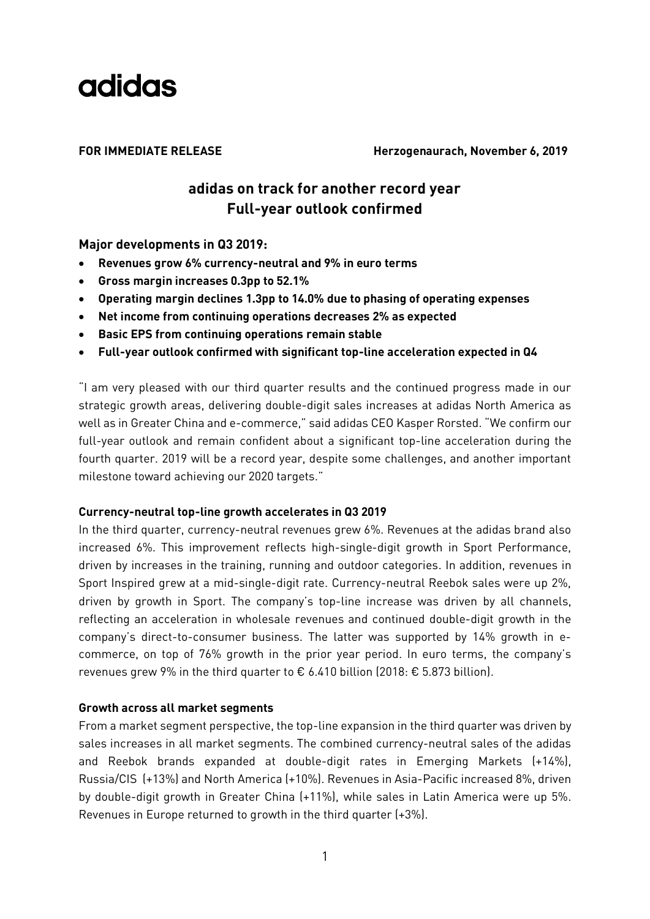# adidas

**FOR IMMEDIATE RELEASE** **Herzogenaurach, November 6, 2019**

## adidas on track for another record year
## Full-year outlook confirmed

### Major developments in Q3 2019:

- **Revenues grow 6% currency-neutral and 9% in euro terms**
- **Gross margin increases 0.3pp to 52.1%**
- **Operating margin declines 1.3pp to 14.0% due to phasing of operating expenses**
- **Net income from continuing operations decreases 2% as expected**
- **Basic EPS from continuing operations remain stable**
- **Full-year outlook confirmed with significant top-line acceleration expected in Q4**

"I am very pleased with our third quarter results and the continued progress made in our strategic growth areas, delivering double-digit sales increases at adidas North America as well as in Greater China and e-commerce," said adidas CEO Kasper Rorsted. "We confirm our full-year outlook and remain confident about a significant top-line acceleration during the fourth quarter. 2019 will be a record year, despite some challenges, and another important milestone toward achieving our 2020 targets."

**Currency-neutral top-line growth accelerates in Q3 2019**

In the third quarter, currency-neutral revenues grew 6%. Revenues at the adidas brand also increased 6%. This improvement reflects high-single-digit growth in Sport Performance, driven by increases in the training, running and outdoor categories. In addition, revenues in Sport Inspired grew at a mid-single-digit rate. Currency-neutral Reebok sales were up 2%, driven by growth in Sport. The company's top-line increase was driven by all channels, reflecting an acceleration in wholesale revenues and continued double-digit growth in the company's direct-to-consumer business. The latter was supported by 14% growth in e-commerce, on top of 76% growth in the prior year period. In euro terms, the company's revenues grew 9% in the third quarter to € 6.410 billion (2018: € 5.873 billion).

**Growth across all market segments**

From a market segment perspective, the top-line expansion in the third quarter was driven by sales increases in all market segments. The combined currency-neutral sales of the adidas and Reebok brands expanded at double-digit rates in Emerging Markets (+14%), Russia/CIS (+13%) and North America (+10%). Revenues in Asia-Pacific increased 8%, driven by double-digit growth in Greater China (+11%), while sales in Latin America were up 5%. Revenues in Europe returned to growth in the third quarter (+3%).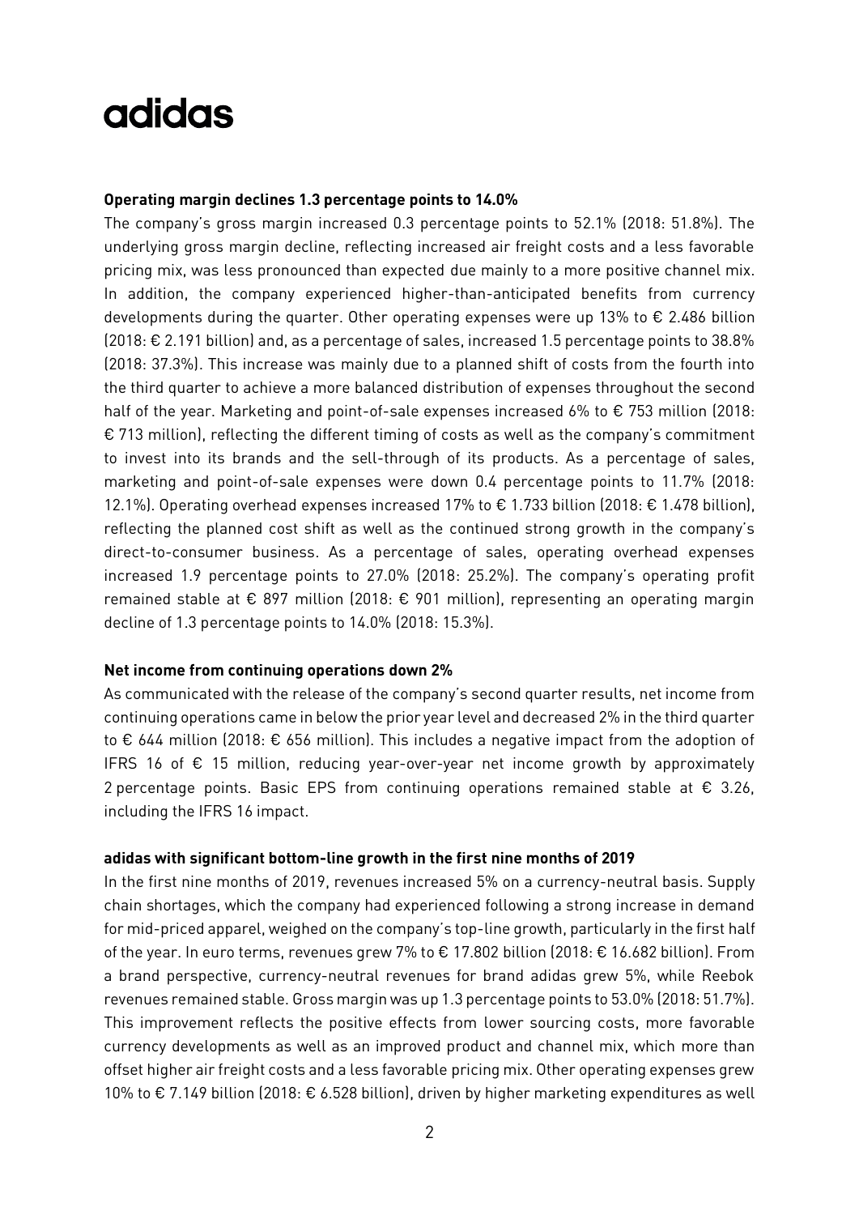**Operating margin declines 1.3 percentage points to 14.0%**

The company's gross margin increased 0.3 percentage points to 52.1% (2018: 51.8%). The underlying gross margin decline, reflecting increased air freight costs and a less favorable pricing mix, was less pronounced than expected due mainly to a more positive channel mix. In addition, the company experienced higher-than-anticipated benefits from currency developments during the quarter. Other operating expenses were up 13% to € 2.486 billion (2018: € 2.191 billion) and, as a percentage of sales, increased 1.5 percentage points to 38.8% (2018: 37.3%). This increase was mainly due to a planned shift of costs from the fourth into the third quarter to achieve a more balanced distribution of expenses throughout the second half of the year. Marketing and point-of-sale expenses increased 6% to € 753 million (2018: € 713 million), reflecting the different timing of costs as well as the company's commitment to invest into its brands and the sell-through of its products. As a percentage of sales, marketing and point-of-sale expenses were down 0.4 percentage points to 11.7% (2018: 12.1%). Operating overhead expenses increased 17% to € 1.733 billion (2018: € 1.478 billion), reflecting the planned cost shift as well as the continued strong growth in the company's direct-to-consumer business. As a percentage of sales, operating overhead expenses increased 1.9 percentage points to 27.0% (2018: 25.2%). The company's operating profit remained stable at € 897 million (2018: € 901 million), representing an operating margin decline of 1.3 percentage points to 14.0% (2018: 15.3%).

**Net income from continuing operations down 2%**

As communicated with the release of the company's second quarter results, net income from continuing operations came in below the prior year level and decreased 2% in the third quarter to € 644 million (2018: € 656 million). This includes a negative impact from the adoption of IFRS 16 of € 15 million, reducing year-over-year net income growth by approximately 2 percentage points. Basic EPS from continuing operations remained stable at € 3.26, including the IFRS 16 impact.

**adidas with significant bottom-line growth in the first nine months of 2019**

In the first nine months of 2019, revenues increased 5% on a currency-neutral basis. Supply chain shortages, which the company had experienced following a strong increase in demand for mid-priced apparel, weighed on the company's top-line growth, particularly in the first half of the year. In euro terms, revenues grew 7% to € 17.802 billion (2018: € 16.682 billion). From a brand perspective, currency-neutral revenues for brand adidas grew 5%, while Reebok revenues remained stable. Gross margin was up 1.3 percentage points to 53.0% (2018: 51.7%). This improvement reflects the positive effects from lower sourcing costs, more favorable currency developments as well as an improved product and channel mix, which more than offset higher air freight costs and a less favorable pricing mix. Other operating expenses grew 10% to € 7.149 billion (2018: € 6.528 billion), driven by higher marketing expenditures as well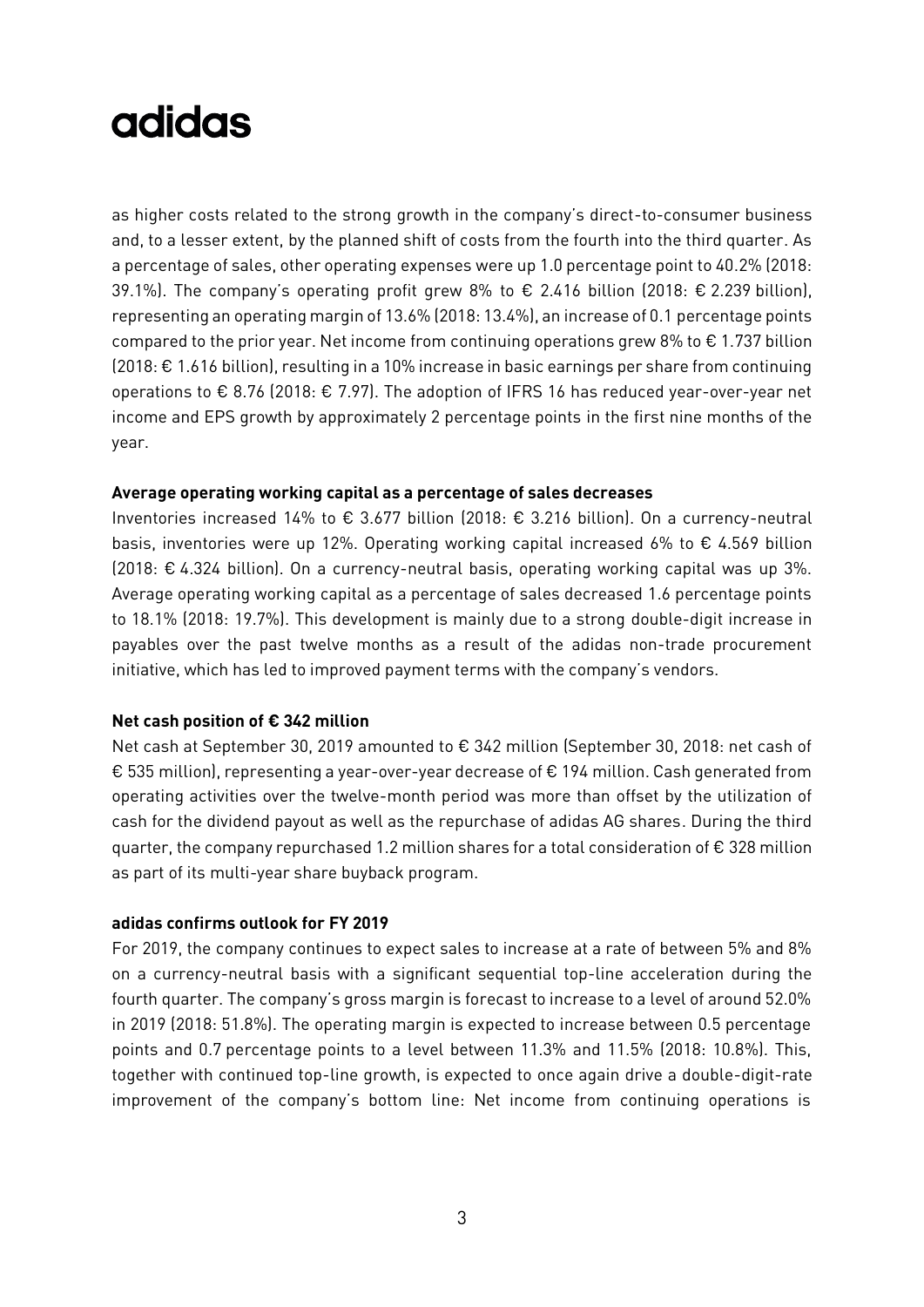as higher costs related to the strong growth in the company's direct-to-consumer business and, to a lesser extent, by the planned shift of costs from the fourth into the third quarter. As a percentage of sales, other operating expenses were up 1.0 percentage point to 40.2% (2018: 39.1%). The company's operating profit grew 8% to € 2.416 billion (2018: € 2.239 billion), representing an operating margin of 13.6% (2018: 13.4%), an increase of 0.1 percentage points compared to the prior year. Net income from continuing operations grew 8% to € 1.737 billion (2018: € 1.616 billion), resulting in a 10% increase in basic earnings per share from continuing operations to € 8.76 (2018: € 7.97). The adoption of IFRS 16 has reduced year-over-year net income and EPS growth by approximately 2 percentage points in the first nine months of the year.

**Average operating working capital as a percentage of sales decreases**

Inventories increased 14% to € 3.677 billion (2018: € 3.216 billion). On a currency-neutral basis, inventories were up 12%. Operating working capital increased 6% to € 4.569 billion (2018: € 4.324 billion). On a currency-neutral basis, operating working capital was up 3%. Average operating working capital as a percentage of sales decreased 1.6 percentage points to 18.1% (2018: 19.7%). This development is mainly due to a strong double-digit increase in payables over the past twelve months as a result of the adidas non-trade procurement initiative, which has led to improved payment terms with the company's vendors.

**Net cash position of € 342 million**

Net cash at September 30, 2019 amounted to € 342 million (September 30, 2018: net cash of € 535 million), representing a year-over-year decrease of € 194 million. Cash generated from operating activities over the twelve-month period was more than offset by the utilization of cash for the dividend payout as well as the repurchase of adidas AG shares. During the third quarter, the company repurchased 1.2 million shares for a total consideration of € 328 million as part of its multi-year share buyback program.

**adidas confirms outlook for FY 2019**

For 2019, the company continues to expect sales to increase at a rate of between 5% and 8% on a currency-neutral basis with a significant sequential top-line acceleration during the fourth quarter. The company's gross margin is forecast to increase to a level of around 52.0% in 2019 (2018: 51.8%). The operating margin is expected to increase between 0.5 percentage points and 0.7 percentage points to a level between 11.3% and 11.5% (2018: 10.8%). This, together with continued top-line growth, is expected to once again drive a double-digit-rate improvement of the company's bottom line: Net income from continuing operations is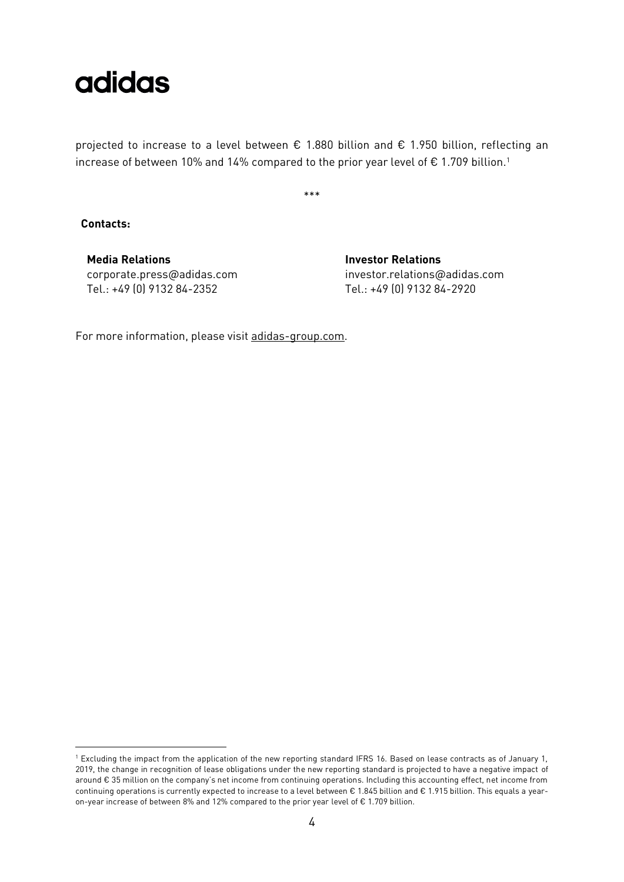projected to increase to a level between € 1.880 billion and € 1.950 billion, reflecting an increase of between 10% and 14% compared to the prior year level of € 1.709 billion.[1]

\*\*\*

**Contacts:**

**Media Relations**
corporate.press@adidas.com
Tel.: +49 (0) 9132 84-2352

**Investor Relations**
investor.relations@adidas.com
Tel.: +49 (0) 9132 84-2920

For more information, please visit adidas-group.com.

---

[1] Excluding the impact from the application of the new reporting standard IFRS 16. Based on lease contracts as of January 1, 2019, the change in recognition of lease obligations under the new reporting standard is projected to have a negative impact of around € 35 million on the company's net income from continuing operations. Including this accounting effect, net income from continuing operations is currently expected to increase to a level between € 1.845 billion and € 1.915 billion. This equals a year-on-year increase of between 8% and 12% compared to the prior year level of € 1.709 billion.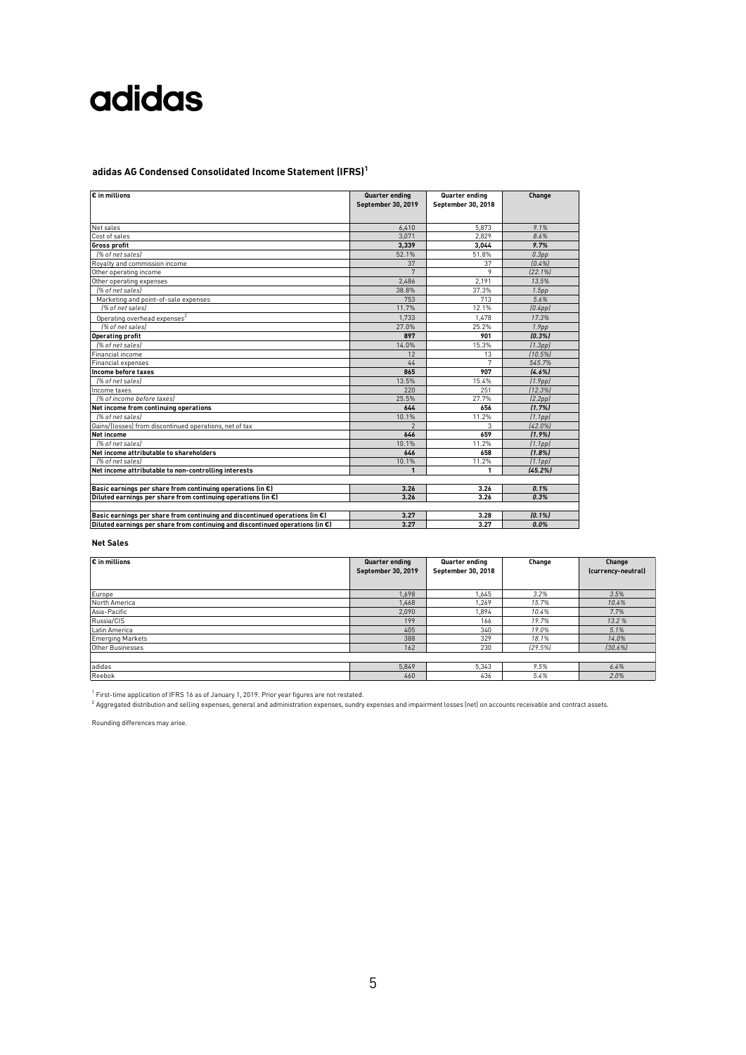adidas

## adidas AG Condensed Consolidated Income Statement (IFRS)[1]

| € in millions | Quarter ending September 30, 2019 | Quarter ending September 30, 2018 | Change |
|---|---|---|---|
| Net sales | 6,410 | 5,873 | *9.1%* |
| Cost of sales | 3,071 | 2,829 | *8.6%* |
| **Gross profit** | **3,339** | **3,044** | ***9.7%*** |
| *(% of net sales)* | 52.1% | 51.8% | *0.3pp* |
| Royalty and commission income | 37 | 37 | *(0.4%)* |
| Other operating income | 7 | 9 | *(22.1%)* |
| Other operating expenses | 2,486 | 2,191 | *13.5%* |
| *(% of net sales)* | 38.8% | 37.3% | *1.5pp* |
| Marketing and point-of-sale expenses | 753 | 713 | *5.6%* |
| *(% of net sales)* | 11.7% | 12.1% | *(0.4pp)* |
| Operating overhead expenses[2] | 1,733 | 1,478 | *17.3%* |
| *(% of net sales)* | 27.0% | 25.2% | *1.9pp* |
| **Operating profit** | **897** | **901** | ***(0.3%)*** |
| *(% of net sales)* | 14.0% | 15.3% | *(1.3pp)* |
| Financial income | 12 | 13 | *(10.5%)* |
| Financial expenses | 44 | 7 | *545.7%* |
| **Income before taxes** | **865** | **907** | ***(4.6%)*** |
| *(% of net sales)* | 13.5% | 15.4% | *(1.9pp)* |
| Income taxes | 220 | 251 | *(12.3%)* |
| *(% of income before taxes)* | 25.5% | 27.7% | *(2.2pp)* |
| **Net income from continuing operations** | **644** | **656** | ***(1.7%)*** |
| *(% of net sales)* | 10.1% | 11.2% | *(1.1pp)* |
| Gains/(losses) from discontinued operations, net of tax | 2 | 3 | *(42.0%)* |
| **Net income** | **646** | **659** | ***(1.9%)*** |
| *(% of net sales)* | 10.1% | 11.2% | *(1.1pp)* |
| **Net income attributable to shareholders** | **646** | **658** | ***(1.8%)*** |
| *(% of net sales)* | 10.1% | 11.2% | *(1.1pp)* |
| **Net income attributable to non-controlling interests** | **1** | **1** | ***(45.2%)*** |
| | | | |
| **Basic earnings per share from continuing operations (in €)** | **3.26** | **3.26** | ***0.1%*** |
| **Diluted earnings per share from continuing operations (in €)** | **3.26** | **3.26** | ***0.3%*** |
| | | | |
| **Basic earnings per share from continuing and discontinued operations (in €)** | **3.27** | **3.28** | ***(0.1%)*** |
| **Diluted earnings per share from continuing and discontinued operations (in €)** | **3.27** | **3.27** | ***0.0%*** |

### Net Sales

| € in millions | Quarter ending September 30, 2019 | Quarter ending September 30, 2018 | Change | Change (currency-neutral) |
|---|---|---|---|---|
| Europe | 1,698 | 1,645 | *3.2%* | *3.5%* |
| North America | 1,468 | 1,269 | *15.7%* | *10.4%* |
| Asia-Pacific | 2,090 | 1,894 | *10.4%* | *7.7%* |
| Russia/CIS | 199 | 166 | *19.7%* | *13.2 %* |
| Latin America | 405 | 340 | *19.0%* | *5.1%* |
| Emerging Markets | 388 | 329 | *18.1%* | *14.0%* |
| Other Businesses | 162 | 230 | *(29.5%)* | *(30.6%)* |
| | | | | |
| adidas | 5,849 | 5,343 | *9.5%* | *6.4%* |
| Reebok | 460 | 436 | *5.4%* | *2.0%* |

[1] First-time application of IFRS 16 as of January 1, 2019. Prior year figures are not restated.

[2] Aggregated distribution and selling expenses, general and administration expenses, sundry expenses and impairment losses (net) on accounts receivable and contract assets.

Rounding differences may arise.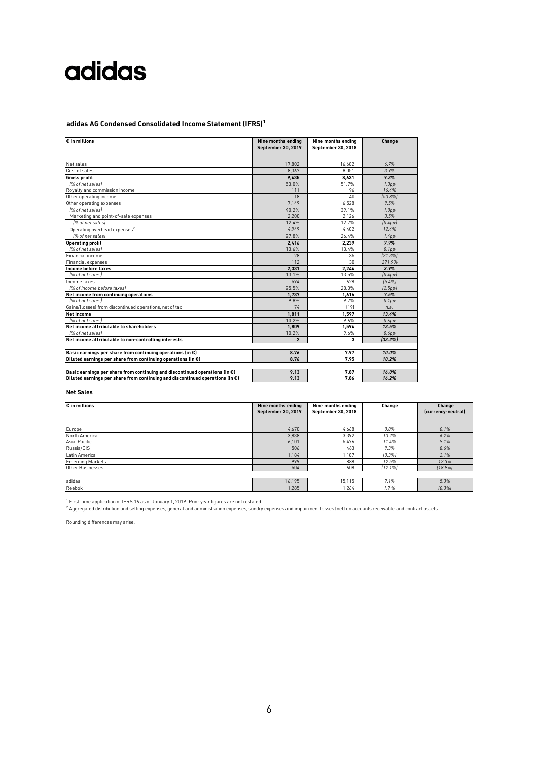adidas

## adidas AG Condensed Consolidated Income Statement (IFRS)[1]

| € in millions | Nine months ending September 30, 2019 | Nine months ending September 30, 2018 | Change |
|---|---|---|---|
| Net sales | 17,802 | 16,682 | *6.7%* |
| Cost of sales | 8,367 | 8,051 | *3.9%* |
| **Gross profit** | **9,435** | **8,631** | ***9.3%*** |
| *(% of net sales)* | 53.0% | 51.7% | *1.3pp* |
| Royalty and commission income | 111 | 96 | *16.4%* |
| Other operating income | 18 | 40 | *(53.8%)* |
| Other operating expenses | 7,149 | 6,528 | *9.5%* |
| *(% of net sales)* | 40.2% | 39.1% | *1.0pp* |
| Marketing and point-of-sale expenses | 2,200 | 2,126 | *3.5%* |
| *(% of net sales)* | 12.4% | 12.7% | *(0.4pp)* |
| Operating overhead expenses[2] | 4,949 | 4,402 | *12.4%* |
| *(% of net sales)* | 27.8% | 26.4% | *1.4pp* |
| **Operating profit** | **2,416** | **2,239** | ***7.9%*** |
| *(% of net sales)* | 13.6% | 13.4% | *0.1pp* |
| Financial income | 28 | 35 | *(21.3%)* |
| Financial expenses | 112 | 30 | *271.9%* |
| **Income before taxes** | **2,331** | **2,244** | ***3.9%*** |
| *(% of net sales)* | 13.1% | 13.5% | *(0.4pp)* |
| Income taxes | 594 | 628 | *(5.4%)* |
| *(% of income before taxes)* | 25.5% | 28.0% | *(2.5pp)* |
| **Net income from continuing operations** | **1,737** | **1,616** | ***7.5%*** |
| *(% of net sales)* | 9.8% | 9.7% | *0.1pp* |
| Gains/(losses) from discontinued operations, net of tax | 74 | (19) | *n.a.* |
| **Net income** | **1,811** | **1,597** | ***13.4%*** |
| *(% of net sales)* | 10.2% | 9.6% | *0.6pp* |
| **Net income attributable to shareholders** | **1,809** | **1,594** | ***13.5%*** |
| *(% of net sales)* | 10.2% | 9.6% | *0.6pp* |
| **Net income attributable to non-controlling interests** | **2** | **3** | ***(33.2%)*** |
| | | | |
| **Basic earnings per share from continuing operations (in €)** | **8.76** | **7.97** | ***10.0%*** |
| **Diluted earnings per share from continuing operations (in €)** | **8.76** | **7.95** | ***10.2%*** |
| | | | |
| **Basic earnings per share from continuing and discontinued operations (in €)** | **9.13** | **7.87** | ***16.0%*** |
| **Diluted earnings per share from continuing and discontinued operations (in €)** | **9.13** | **7.86** | ***16.2%*** |

### Net Sales

| € in millions | Nine months ending September 30, 2019 | Nine months ending September 30, 2018 | Change | Change (currency-neutral) |
|---|---|---|---|---|
| Europe | 4,670 | 4,668 | *0.0%* | *0.1%* |
| North America | 3,838 | 3,392 | *13.2%* | *6.7%* |
| Asia-Pacific | 6,101 | 5,476 | *11.4%* | *9.1%* |
| Russia/CIS | 506 | 463 | *9.3%* | *8.6%* |
| Latin America | 1,184 | 1,187 | *(0.3%)* | *2.1%* |
| Emerging Markets | 999 | 888 | *12.5%* | *12.3%* |
| Other Businesses | 504 | 608 | *(17.1%)* | *(18.9%)* |
| | | | | |
| adidas | 16,195 | 15,115 | *7.1%* | *5.3%* |
| Reebok | 1,285 | 1,264 | *1.7%* | *(0.3%)* |

[1] First-time application of IFRS 16 as of January 1, 2019. Prior year figures are not restated.

[2] Aggregated distribution and selling expenses, general and administration expenses, sundry expenses and impairment losses (net) on accounts receivable and contract assets.

Rounding differences may arise.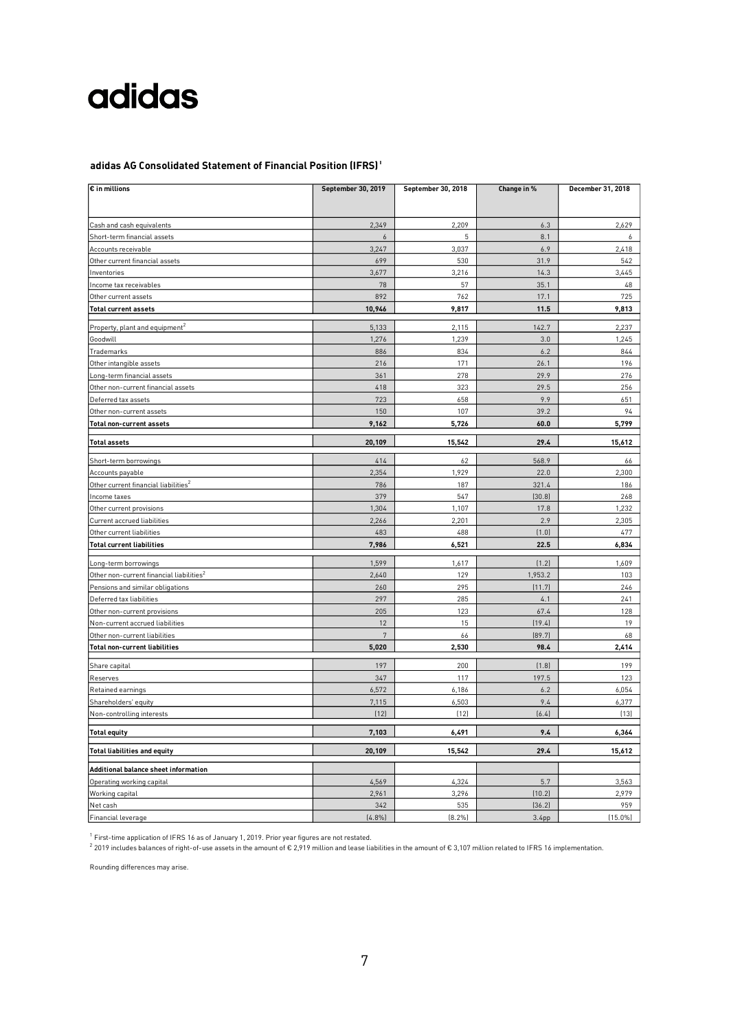adidas

## adidas AG Consolidated Statement of Financial Position (IFRS)[1]

| € in millions | September 30, 2019 | September 30, 2018 | Change in % | December 31, 2018 |
|---|---|---|---|---|
| Cash and cash equivalents | 2,349 | 2,209 | 6.3 | 2,629 |
| Short-term financial assets | 6 | 5 | 8.1 | 6 |
| Accounts receivable | 3,247 | 3,037 | 6.9 | 2,418 |
| Other current financial assets | 699 | 530 | 31.9 | 542 |
| Inventories | 3,677 | 3,216 | 14.3 | 3,445 |
| Income tax receivables | 78 | 57 | 35.1 | 48 |
| Other current assets | 892 | 762 | 17.1 | 725 |
| **Total current assets** | **10,946** | **9,817** | **11.5** | **9,813** |
| Property, plant and equipment[2] | 5,133 | 2,115 | 142.7 | 2,237 |
| Goodwill | 1,276 | 1,239 | 3.0 | 1,245 |
| Trademarks | 886 | 834 | 6.2 | 844 |
| Other intangible assets | 216 | 171 | 26.1 | 196 |
| Long-term financial assets | 361 | 278 | 29.9 | 276 |
| Other non-current financial assets | 418 | 323 | 29.5 | 256 |
| Deferred tax assets | 723 | 658 | 9.9 | 651 |
| Other non-current assets | 150 | 107 | 39.2 | 94 |
| **Total non-current assets** | **9,162** | **5,726** | **60.0** | **5,799** |
| **Total assets** | **20,109** | **15,542** | **29.4** | **15,612** |
| Short-term borrowings | 414 | 62 | 568.9 | 66 |
| Accounts payable | 2,354 | 1,929 | 22.0 | 2,300 |
| Other current financial liabilities[2] | 786 | 187 | 321.4 | 186 |
| Income taxes | 379 | 547 | (30.8) | 268 |
| Other current provisions | 1,304 | 1,107 | 17.8 | 1,232 |
| Current accrued liabilities | 2,266 | 2,201 | 2.9 | 2,305 |
| Other current liabilities | 483 | 488 | (1.0) | 477 |
| **Total current liabilities** | **7,986** | **6,521** | **22.5** | **6,834** |
| Long-term borrowings | 1,599 | 1,617 | (1.2) | 1,609 |
| Other non-current financial liabilities[2] | 2,640 | 129 | 1,953.2 | 103 |
| Pensions and similar obligations | 260 | 295 | (11.7) | 246 |
| Deferred tax liabilities | 297 | 285 | 4.1 | 241 |
| Other non-current provisions | 205 | 123 | 67.4 | 128 |
| Non-current accrued liabilities | 12 | 15 | (19.4) | 19 |
| Other non-current liabilities | 7 | 66 | (89.7) | 68 |
| **Total non-current liabilities** | **5,020** | **2,530** | **98.4** | **2,414** |
| Share capital | 197 | 200 | (1.8) | 199 |
| Reserves | 347 | 117 | 197.5 | 123 |
| Retained earnings | 6,572 | 6,186 | 6.2 | 6,054 |
| Shareholders' equity | 7,115 | 6,503 | 9.4 | 6,377 |
| Non-controlling interests | (12) | (12) | (6.4) | (13) |
| **Total equity** | **7,103** | **6,491** | **9.4** | **6,364** |
| **Total liabilities and equity** | **20,109** | **15,542** | **29.4** | **15,612** |
| **Additional balance sheet information** | | | | |
| Operating working capital | 4,569 | 4,324 | 5.7 | 3,563 |
| Working capital | 2,961 | 3,296 | (10.2) | 2,979 |
| Net cash | 342 | 535 | (36.2) | 959 |
| Financial leverage | (4.8%) | (8.2%) | 3.4pp | (15.0%) |

[1] First-time application of IFRS 16 as of January 1, 2019. Prior year figures are not restated.

[2] 2019 includes balances of right-of-use assets in the amount of € 2,919 million and lease liabilities in the amount of € 3,107 million related to IFRS 16 implementation.

Rounding differences may arise.